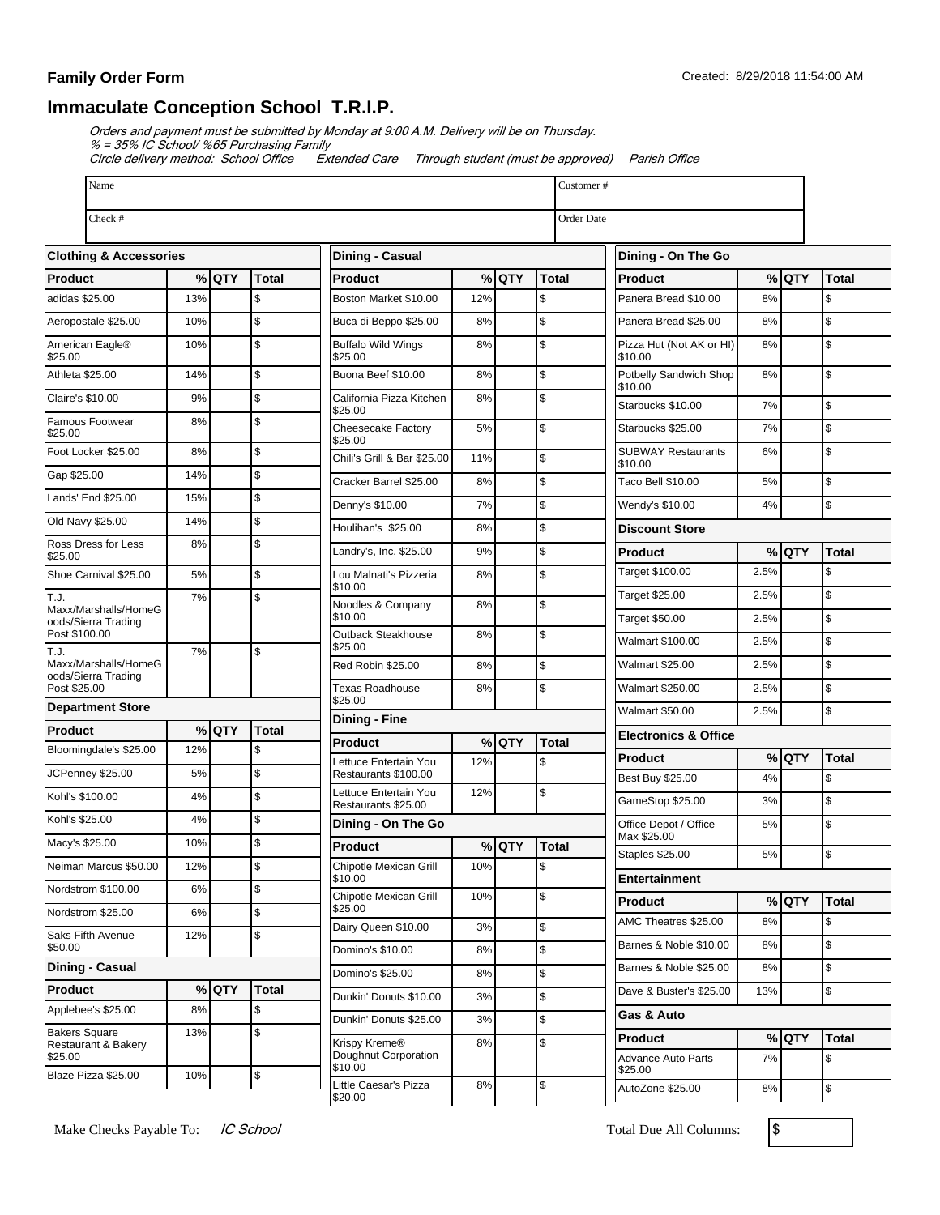**Family Order Form**

Created: 8/29/2018 11:54:00 AM

# Immaculate Conception School T.R.I.P.

*Orders and payment must be submitted by Monday at 9:00 A.M. Delivery will be on Thursday.*
*% = 35% IC School/ %65 Purchasing Family*
*Circle delivery method: School Office Extended Care Through student (must be approved) Parish Office*

| Name | Customer # |
|---|---|
| Check # | Order Date |

### Clothing & Accessories

| Product | % | QTY | Total |
|---|---|---|---|
| adidas $25.00 | 13% | | $ |
| Aeropostale $25.00 | 10% | | $ |
| American Eagle® $25.00 | 10% | | $ |
| Athleta $25.00 | 14% | | $ |
| Claire's $10.00 | 9% | | $ |
| Famous Footwear $25.00 | 8% | | $ |
| Foot Locker $25.00 | 8% | | $ |
| Gap $25.00 | 14% | | $ |
| Lands' End $25.00 | 15% | | $ |
| Old Navy $25.00 | 14% | | $ |
| Ross Dress for Less $25.00 | 8% | | $ |
| Shoe Carnival $25.00 | 5% | | $ |
| T.J. Maxx/Marshalls/HomeGoods/Sierra Trading Post $100.00 | 7% | | $ |
| T.J. Maxx/Marshalls/HomeGoods/Sierra Trading Post $25.00 | 7% | | $ |

### Department Store

| Product | % | QTY | Total |
|---|---|---|---|
| Bloomingdale's $25.00 | 12% | | $ |
| JCPenney $25.00 | 5% | | $ |
| Kohl's $100.00 | 4% | | $ |
| Kohl's $25.00 | 4% | | $ |
| Macy's $25.00 | 10% | | $ |
| Neiman Marcus $50.00 | 12% | | $ |
| Nordstrom $100.00 | 6% | | $ |
| Nordstrom $25.00 | 6% | | $ |
| Saks Fifth Avenue $50.00 | 12% | | $ |

### Dining - Casual

| Product | % | QTY | Total |
|---|---|---|---|
| Applebee's $25.00 | 8% | | $ |
| Bakers Square Restaurant & Bakery $25.00 | 13% | | $ |
| Blaze Pizza $25.00 | 10% | | $ |
| Boston Market $10.00 | 12% | | $ |
| Buca di Beppo $25.00 | 8% | | $ |
| Buffalo Wild Wings $25.00 | 8% | | $ |
| Buona Beef $10.00 | 8% | | $ |
| California Pizza Kitchen $25.00 | 8% | | $ |
| Cheesecake Factory $25.00 | 5% | | $ |
| Chili's Grill & Bar $25.00 | 11% | | $ |
| Cracker Barrel $25.00 | 8% | | $ |
| Denny's $10.00 | 7% | | $ |
| Houlihan's $25.00 | 8% | | $ |
| Landry's, Inc. $25.00 | 9% | | $ |
| Lou Malnati's Pizzeria $10.00 | 8% | | $ |
| Noodles & Company $10.00 | 8% | | $ |
| Outback Steakhouse $25.00 | 8% | | $ |
| Red Robin $25.00 | 8% | | $ |
| Texas Roadhouse $25.00 | 8% | | $ |

### Dining - Fine

| Product | % | QTY | Total |
|---|---|---|---|
| Lettuce Entertain You Restaurants $100.00 | 12% | | $ |
| Lettuce Entertain You Restaurants $25.00 | 12% | | $ |

### Dining - On The Go

| Product | % | QTY | Total |
|---|---|---|---|
| Chipotle Mexican Grill $10.00 | 10% | | $ |
| Chipotle Mexican Grill $25.00 | 10% | | $ |
| Dairy Queen $10.00 | 3% | | $ |
| Domino's $10.00 | 8% | | $ |
| Domino's $25.00 | 8% | | $ |
| Dunkin' Donuts $10.00 | 3% | | $ |
| Dunkin' Donuts $25.00 | 3% | | $ |
| Krispy Kreme® Doughnut Corporation $10.00 | 8% | | $ |
| Little Caesar's Pizza $20.00 | 8% | | $ |
| Panera Bread $10.00 | 8% | | $ |
| Panera Bread $25.00 | 8% | | $ |
| Pizza Hut (Not AK or HI) $10.00 | 8% | | $ |
| Potbelly Sandwich Shop $10.00 | 8% | | $ |
| Starbucks $10.00 | 7% | | $ |
| Starbucks $25.00 | 7% | | $ |
| SUBWAY Restaurants $10.00 | 6% | | $ |
| Taco Bell $10.00 | 5% | | $ |
| Wendy's $10.00 | 4% | | $ |

### Discount Store

| Product | % | QTY | Total |
|---|---|---|---|
| Target $100.00 | 2.5% | | $ |
| Target $25.00 | 2.5% | | $ |
| Target $50.00 | 2.5% | | $ |
| Walmart $100.00 | 2.5% | | $ |
| Walmart $25.00 | 2.5% | | $ |
| Walmart $250.00 | 2.5% | | $ |
| Walmart $50.00 | 2.5% | | $ |

### Electronics & Office

| Product | % | QTY | Total |
|---|---|---|---|
| Best Buy $25.00 | 4% | | $ |
| GameStop $25.00 | 3% | | $ |
| Office Depot / Office Max $25.00 | 5% | | $ |
| Staples $25.00 | 5% | | $ |

### Entertainment

| Product | % | QTY | Total |
|---|---|---|---|
| AMC Theatres $25.00 | 8% | | $ |
| Barnes & Noble $10.00 | 8% | | $ |
| Barnes & Noble $25.00 | 8% | | $ |
| Dave & Buster's $25.00 | 13% | | $ |

### Gas & Auto

| Product | % | QTY | Total |
|---|---|---|---|
| Advance Auto Parts $25.00 | 7% | | $ |
| AutoZone $25.00 | 8% | | $ |

Make Checks Payable To: *IC School*

Total Due All Columns: $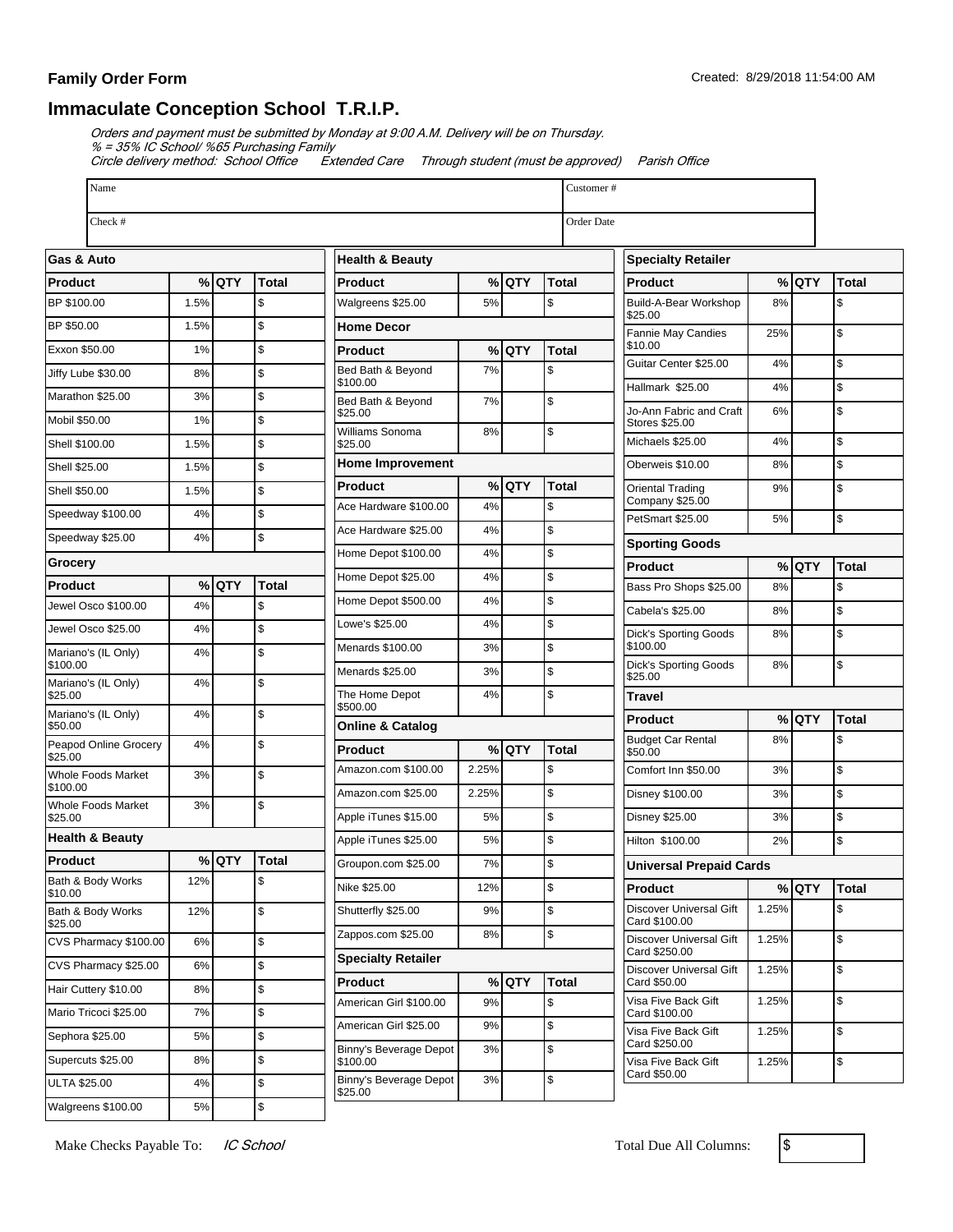**Family Order Form**

Created: 8/29/2018 11:54:00 AM

# Immaculate Conception School T.R.I.P.

*Orders and payment must be submitted by Monday at 9:00 A.M. Delivery will be on Thursday.*
*% = 35% IC School/ %65 Purchasing Family*
*Circle delivery method: School Office Extended Care Through student (must be approved) Parish Office*

| | |
|---|---|
| Name | Customer # |
| Check # | Order Date |

### Gas & Auto

| Product | % | QTY | Total |
|---|---|---|---|
| BP $100.00 | 1.5% | | $ |
| BP $50.00 | 1.5% | | $ |
| Exxon $50.00 | 1% | | $ |
| Jiffy Lube $30.00 | 8% | | $ |
| Marathon $25.00 | 3% | | $ |
| Mobil $50.00 | 1% | | $ |
| Shell $100.00 | 1.5% | | $ |
| Shell $25.00 | 1.5% | | $ |
| Shell $50.00 | 1.5% | | $ |
| Speedway $100.00 | 4% | | $ |
| Speedway $25.00 | 4% | | $ |

### Grocery

| Product | % | QTY | Total |
|---|---|---|---|
| Jewel Osco $100.00 | 4% | | $ |
| Jewel Osco $25.00 | 4% | | $ |
| Mariano's (IL Only) $100.00 | 4% | | $ |
| Mariano's (IL Only) $25.00 | 4% | | $ |
| Mariano's (IL Only) $50.00 | 4% | | $ |
| Peapod Online Grocery $25.00 | 4% | | $ |
| Whole Foods Market $100.00 | 3% | | $ |
| Whole Foods Market $25.00 | 3% | | $ |

### Health & Beauty

| Product | % | QTY | Total |
|---|---|---|---|
| Bath & Body Works $10.00 | 12% | | $ |
| Bath & Body Works $25.00 | 12% | | $ |
| CVS Pharmacy $100.00 | 6% | | $ |
| CVS Pharmacy $25.00 | 6% | | $ |
| Hair Cuttery $10.00 | 8% | | $ |
| Mario Tricoci $25.00 | 7% | | $ |
| Sephora $25.00 | 5% | | $ |
| Supercuts $25.00 | 8% | | $ |
| ULTA $25.00 | 4% | | $ |
| Walgreens $100.00 | 5% | | $ |

### Health & Beauty

| Product | % | QTY | Total |
|---|---|---|---|
| Walgreens $25.00 | 5% | | $ |

### Home Decor

| Product | % | QTY | Total |
|---|---|---|---|
| Bed Bath & Beyond $100.00 | 7% | | $ |
| Bed Bath & Beyond $25.00 | 7% | | $ |
| Williams Sonoma $25.00 | 8% | | $ |

### Home Improvement

| Product | % | QTY | Total |
|---|---|---|---|
| Ace Hardware $100.00 | 4% | | $ |
| Ace Hardware $25.00 | 4% | | $ |
| Home Depot $100.00 | 4% | | $ |
| Home Depot $25.00 | 4% | | $ |
| Home Depot $500.00 | 4% | | $ |
| Lowe's $25.00 | 4% | | $ |
| Menards $100.00 | 3% | | $ |
| Menards $25.00 | 3% | | $ |
| The Home Depot $500.00 | 4% | | $ |

### Online & Catalog

| Product | % | QTY | Total |
|---|---|---|---|
| Amazon.com $100.00 | 2.25% | | $ |
| Amazon.com $25.00 | 2.25% | | $ |
| Apple iTunes $15.00 | 5% | | $ |
| Apple iTunes $25.00 | 5% | | $ |
| Groupon.com $25.00 | 7% | | $ |
| Nike $25.00 | 12% | | $ |
| Shutterfly $25.00 | 9% | | $ |
| Zappos.com $25.00 | 8% | | $ |

### Specialty Retailer

| Product | % | QTY | Total |
|---|---|---|---|
| American Girl $100.00 | 9% | | $ |
| American Girl $25.00 | 9% | | $ |
| Binny's Beverage Depot $100.00 | 3% | | $ |
| Binny's Beverage Depot $25.00 | 3% | | $ |

### Specialty Retailer

| Product | % | QTY | Total |
|---|---|---|---|
| Build-A-Bear Workshop $25.00 | 8% | | $ |
| Fannie May Candies $10.00 | 25% | | $ |
| Guitar Center $25.00 | 4% | | $ |
| Hallmark $25.00 | 4% | | $ |
| Jo-Ann Fabric and Craft Stores $25.00 | 6% | | $ |
| Michaels $25.00 | 4% | | $ |
| Oberweis $10.00 | 8% | | $ |
| Oriental Trading Company $25.00 | 9% | | $ |
| PetSmart $25.00 | 5% | | $ |

### Sporting Goods

| Product | % | QTY | Total |
|---|---|---|---|
| Bass Pro Shops $25.00 | 8% | | $ |
| Cabela's $25.00 | 8% | | $ |
| Dick's Sporting Goods $100.00 | 8% | | $ |
| Dick's Sporting Goods $25.00 | 8% | | $ |

### Travel

| Product | % | QTY | Total |
|---|---|---|---|
| Budget Car Rental $50.00 | 8% | | $ |
| Comfort Inn $50.00 | 3% | | $ |
| Disney $100.00 | 3% | | $ |
| Disney $25.00 | 3% | | $ |
| Hilton $100.00 | 2% | | $ |

### Universal Prepaid Cards

| Product | % | QTY | Total |
|---|---|---|---|
| Discover Universal Gift Card $100.00 | 1.25% | | $ |
| Discover Universal Gift Card $250.00 | 1.25% | | $ |
| Discover Universal Gift Card $50.00 | 1.25% | | $ |
| Visa Five Back Gift Card $100.00 | 1.25% | | $ |
| Visa Five Back Gift Card $250.00 | 1.25% | | $ |
| Visa Five Back Gift Card $50.00 | 1.25% | | $ |

Make Checks Payable To: *IC School*

Total Due All Columns: $